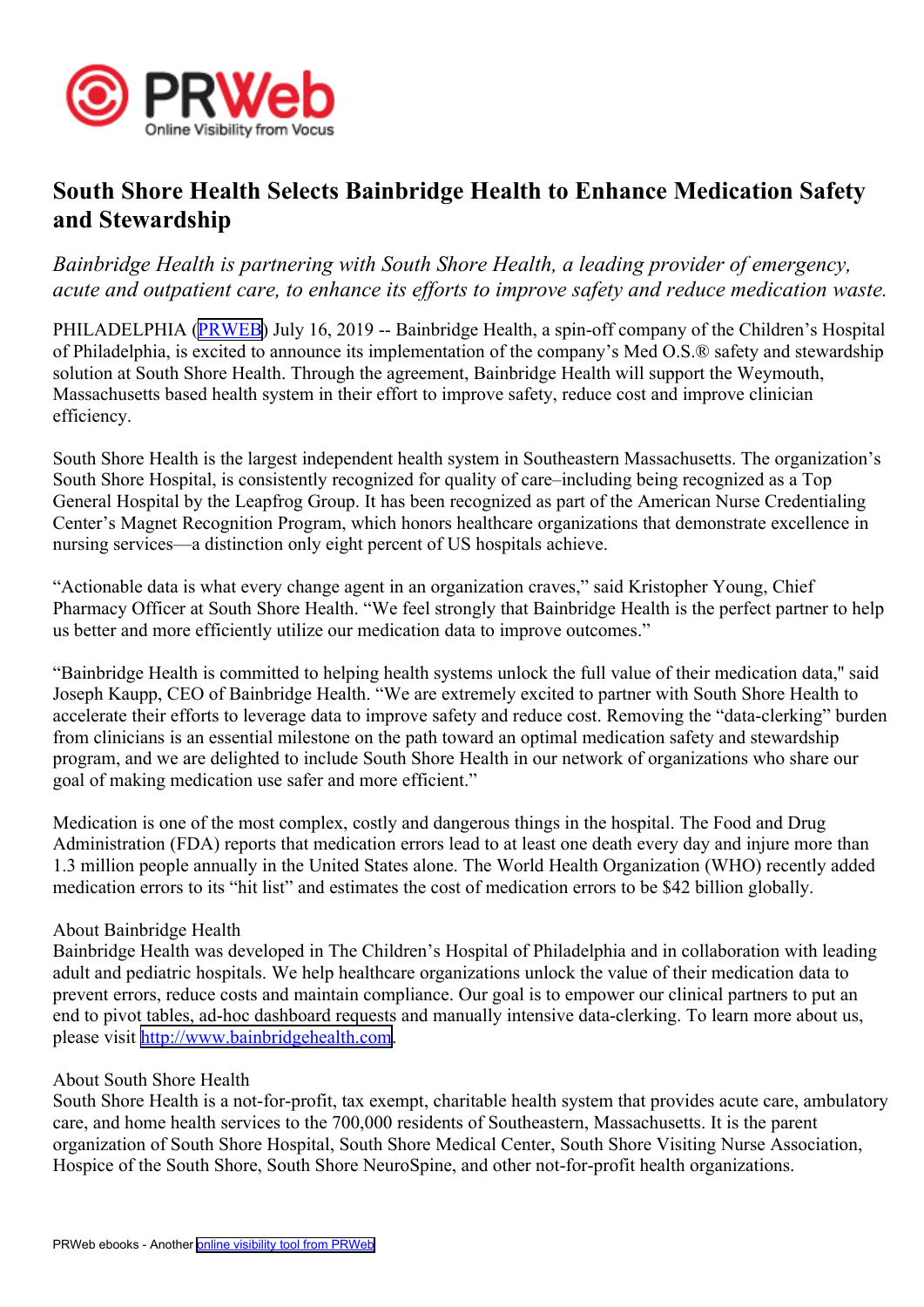# South Shore Health Selects Bainbridge Health to Enhance Medication Safety and Stewardship

*Bainbridge Health is partnering with South Shore Health, a leading provider of emergency, acute and outpatient care, to enhance its efforts to improve safety and reduce medication waste.*

PHILADELPHIA (PRWEB) July 16, 2019 -- Bainbridge Health, a spin-off company of the Children's Hospital of Philadelphia, is excited to announce its implementation of the company's Med O.S.® safety and stewardship solution at South Shore Health. Through the agreement, Bainbridge Health will support the Weymouth, Massachusetts based health system in their effort to improve safety, reduce cost and improve clinician efficiency.

South Shore Health is the largest independent health system in Southeastern Massachusetts. The organization's South Shore Hospital, is consistently recognized for quality of care–including being recognized as a Top General Hospital by the Leapfrog Group. It has been recognized as part of the American Nurse Credentialing Center's Magnet Recognition Program, which honors healthcare organizations that demonstrate excellence in nursing services—a distinction only eight percent of US hospitals achieve.

"Actionable data is what every change agent in an organization craves," said Kristopher Young, Chief Pharmacy Officer at South Shore Health. "We feel strongly that Bainbridge Health is the perfect partner to help us better and more efficiently utilize our medication data to improve outcomes."

"Bainbridge Health is committed to helping health systems unlock the full value of their medication data," said Joseph Kaupp, CEO of Bainbridge Health. "We are extremely excited to partner with South Shore Health to accelerate their efforts to leverage data to improve safety and reduce cost. Removing the "data-clerking" burden from clinicians is an essential milestone on the path toward an optimal medication safety and stewardship program, and we are delighted to include South Shore Health in our network of organizations who share our goal of making medication use safer and more efficient."

Medication is one of the most complex, costly and dangerous things in the hospital. The Food and Drug Administration (FDA) reports that medication errors lead to at least one death every day and injure more than 1.3 million people annually in the United States alone. The World Health Organization (WHO) recently added medication errors to its "hit list" and estimates the cost of medication errors to be $42 billion globally.

About Bainbridge Health
Bainbridge Health was developed in The Children's Hospital of Philadelphia and in collaboration with leading adult and pediatric hospitals. We help healthcare organizations unlock the value of their medication data to prevent errors, reduce costs and maintain compliance. Our goal is to empower our clinical partners to put an end to pivot tables, ad-hoc dashboard requests and manually intensive data-clerking. To learn more about us, please visit http://www.bainbridgehealth.com.

About South Shore Health
South Shore Health is a not-for-profit, tax exempt, charitable health system that provides acute care, ambulatory care, and home health services to the 700,000 residents of Southeastern, Massachusetts. It is the parent organization of South Shore Hospital, South Shore Medical Center, South Shore Visiting Nurse Association, Hospice of the South Shore, South Shore NeuroSpine, and other not-for-profit health organizations.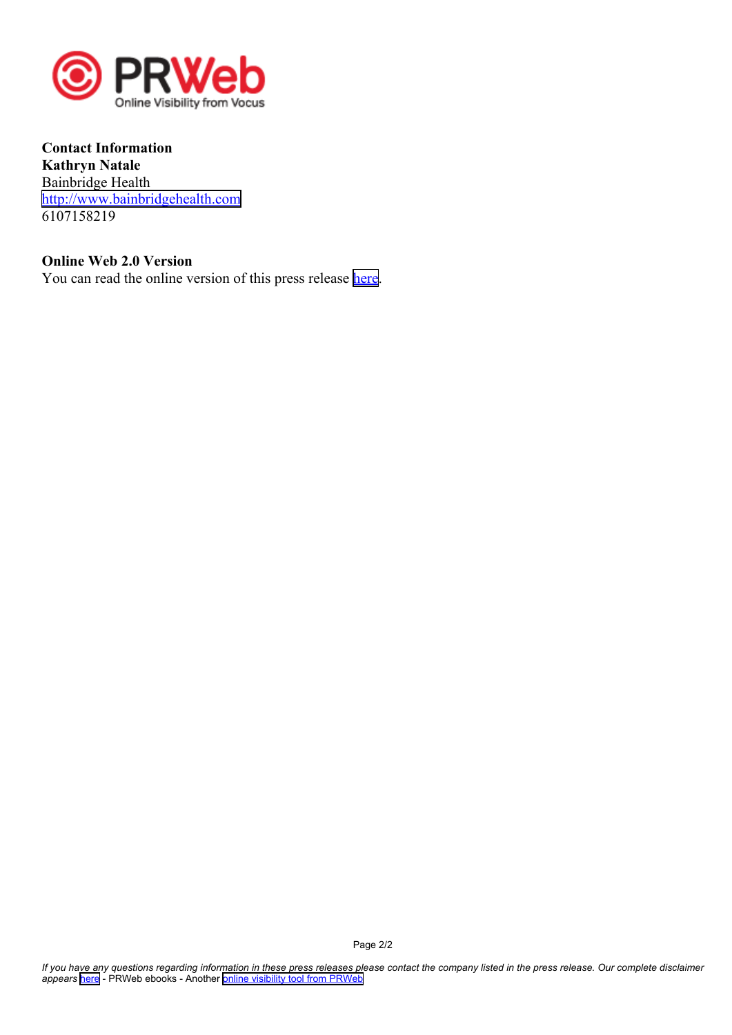**Contact Information**
**Kathryn Natale**
Bainbridge Health
http://www.bainbridgehealth.com
6107158219

**Online Web 2.0 Version**
You can read the online version of this press release here.

*If you have any questions regarding information in these press releases please contact the company listed in the press release. Our complete disclaimer appears here* - PRWeb ebooks - Another online visibility tool from PRWeb